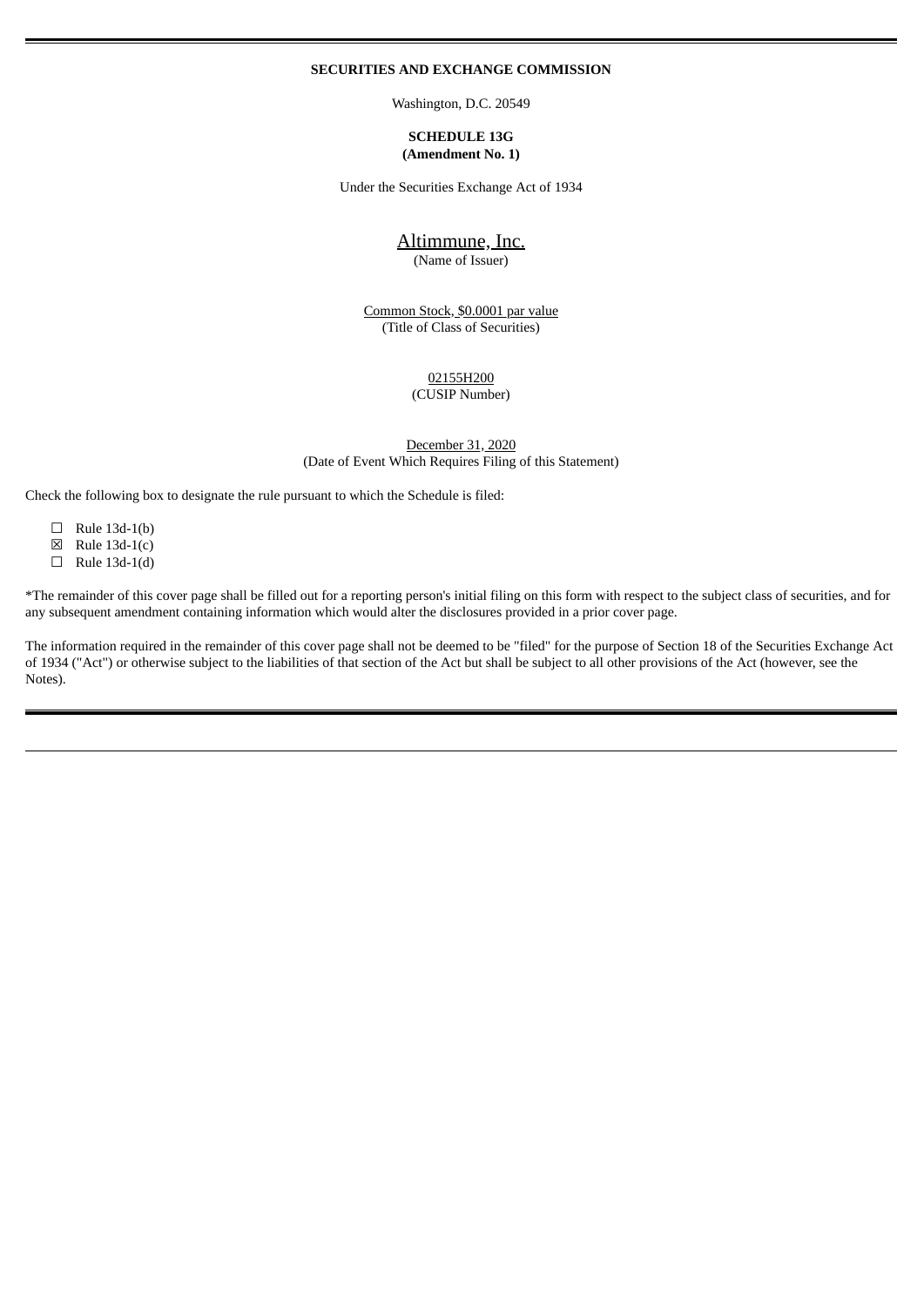**SECURITIES AND EXCHANGE COMMISSION**

Washington, D.C. 20549

**SCHEDULE 13G**
**(Amendment No. 1)**

Under the Securities Exchange Act of 1934

Altimmune, Inc.
(Name of Issuer)

Common Stock, $0.0001 par value
(Title of Class of Securities)

02155H200
(CUSIP Number)

December 31, 2020
(Date of Event Which Requires Filing of this Statement)

Check the following box to designate the rule pursuant to which the Schedule is filed:

☐ Rule 13d-1(b)
☒ Rule 13d-1(c)
☐ Rule 13d-1(d)

*The remainder of this cover page shall be filled out for a reporting person's initial filing on this form with respect to the subject class of securities, and for any subsequent amendment containing information which would alter the disclosures provided in a prior cover page.

The information required in the remainder of this cover page shall not be deemed to be "filed" for the purpose of Section 18 of the Securities Exchange Act of 1934 ("Act") or otherwise subject to the liabilities of that section of the Act but shall be subject to all other provisions of the Act (however, see the Notes).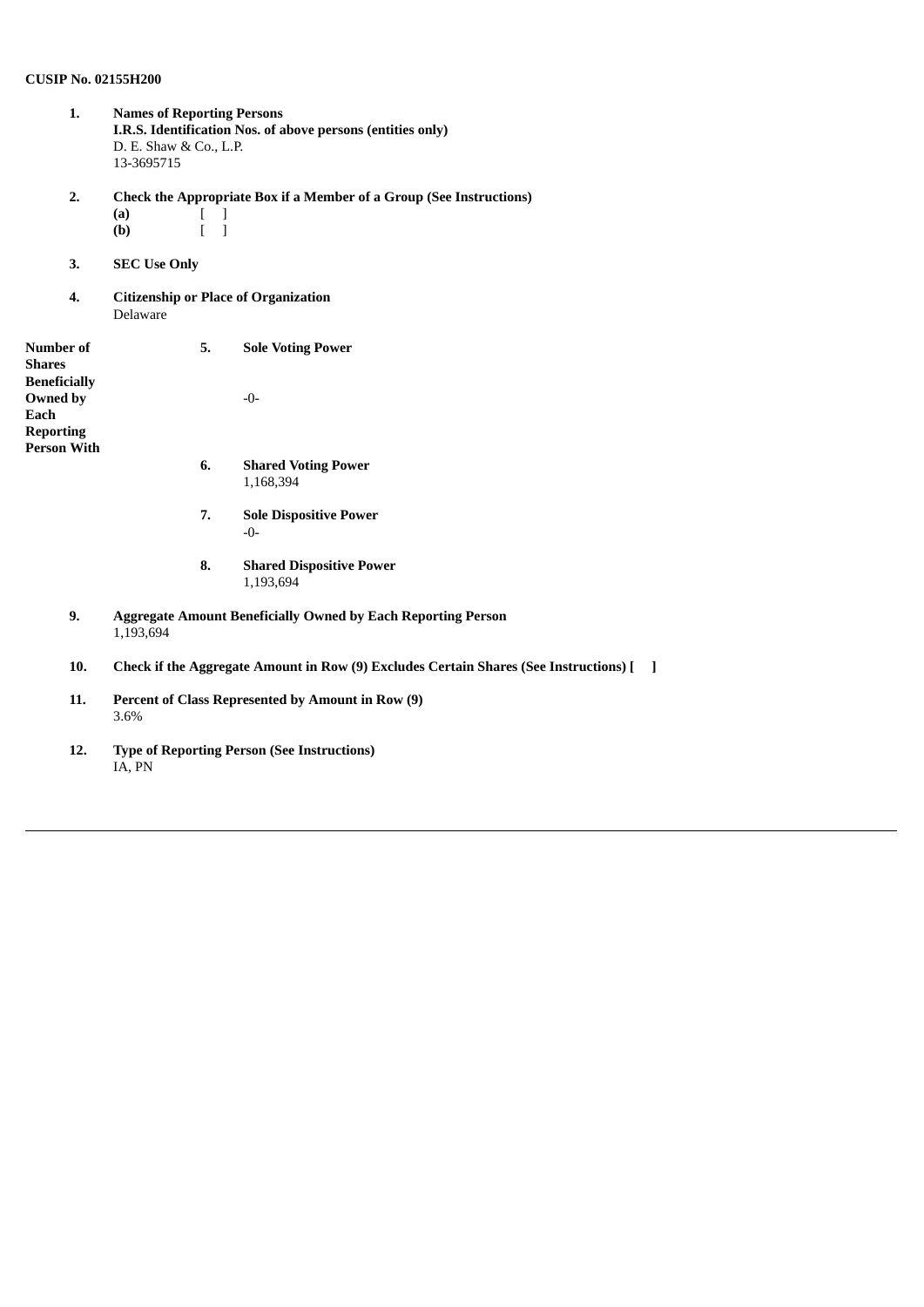**CUSIP No. 02155H200**

| | | | |
|---|---|---|---|
| **1.** | **Names of Reporting Persons**<br>**I.R.S. Identification Nos. of above persons (entities only)**<br>D. E. Shaw & Co., L.P.<br>13-3695715 | | |
| **2.** | **Check the Appropriate Box if a Member of a Group (See Instructions)**<br>**(a)** [ ]<br>**(b)** [ ] | | |
| **3.** | **SEC Use Only** | | |
| **4.** | **Citizenship or Place of Organization**<br>Delaware | | |
| **Number of Shares Beneficially Owned by Each Reporting Person With** | **5.** | **Sole Voting Power**<br>-0- | |
| | **6.** | **Shared Voting Power**<br>1,168,394 | |
| | **7.** | **Sole Dispositive Power**<br>-0- | |
| | **8.** | **Shared Dispositive Power**<br>1,193,694 | |
| **9.** | **Aggregate Amount Beneficially Owned by Each Reporting Person**<br>1,193,694 | | |
| **10.** | **Check if the Aggregate Amount in Row (9) Excludes Certain Shares (See Instructions) [ ]** | | |
| **11.** | **Percent of Class Represented by Amount in Row (9)**<br>3.6% | | |
| **12.** | **Type of Reporting Person (See Instructions)**<br>IA, PN | | |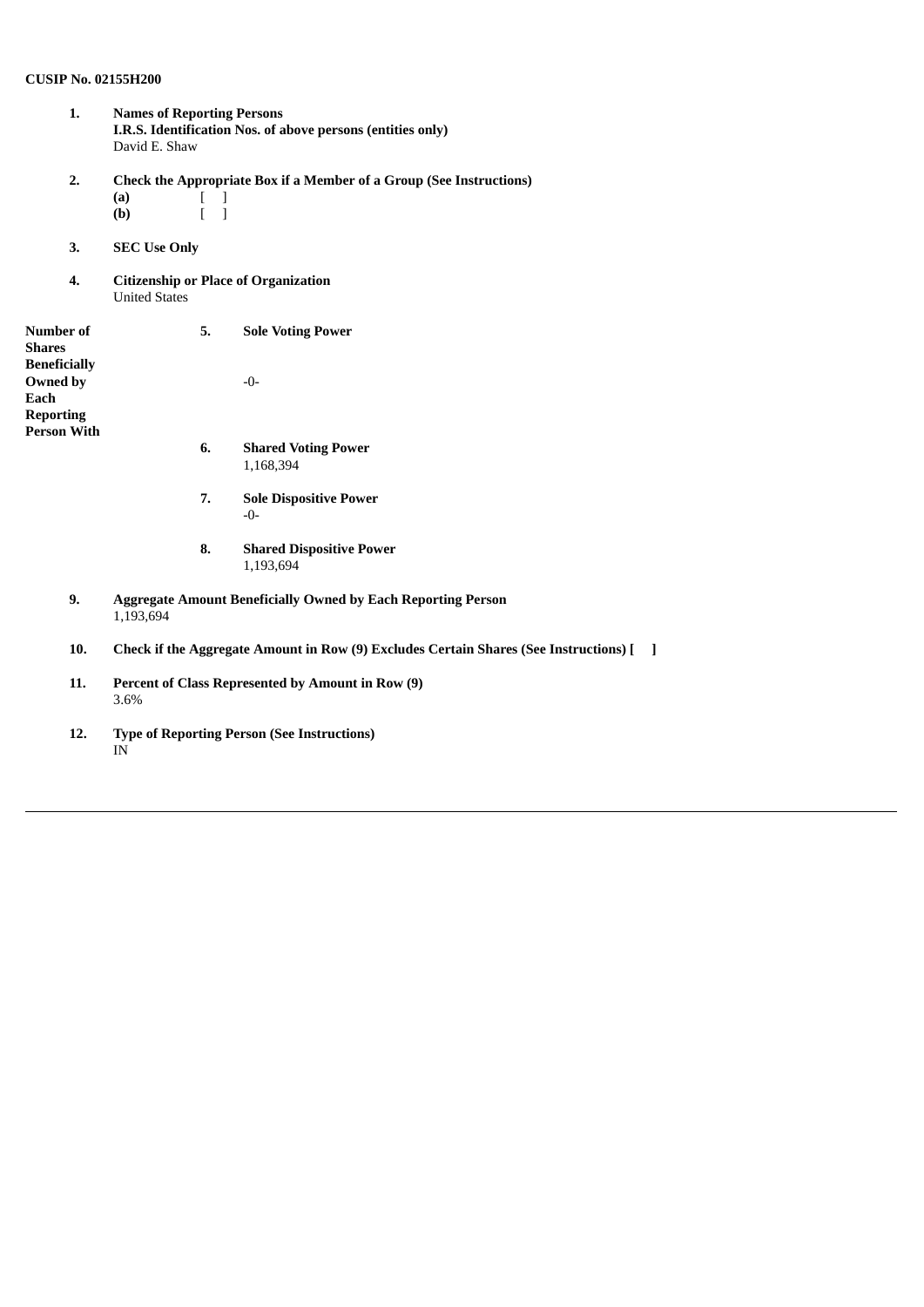**CUSIP No. 02155H200**

| | | | |
|---|---|---|---|
| **1.** | **Names of Reporting Persons**<br>**I.R.S. Identification Nos. of above persons (entities only)**<br>David E. Shaw | | |
| **2.** | **Check the Appropriate Box if a Member of a Group (See Instructions)**<br>**(a)** [ ]<br>**(b)** [ ] | | |
| **3.** | **SEC Use Only** | | |
| **4.** | **Citizenship or Place of Organization**<br>United States | | |
| **Number of Shares Beneficially Owned by Each Reporting Person With** | | **5.** | **Sole Voting Power**<br>-0- |
| | | **6.** | **Shared Voting Power**<br>1,168,394 |
| | | **7.** | **Sole Dispositive Power**<br>-0- |
| | | **8.** | **Shared Dispositive Power**<br>1,193,694 |
| **9.** | **Aggregate Amount Beneficially Owned by Each Reporting Person**<br>1,193,694 | | |
| **10.** | **Check if the Aggregate Amount in Row (9) Excludes Certain Shares (See Instructions) [ ]** | | |
| **11.** | **Percent of Class Represented by Amount in Row (9)**<br>3.6% | | |
| **12.** | **Type of Reporting Person (See Instructions)**<br>IN | | |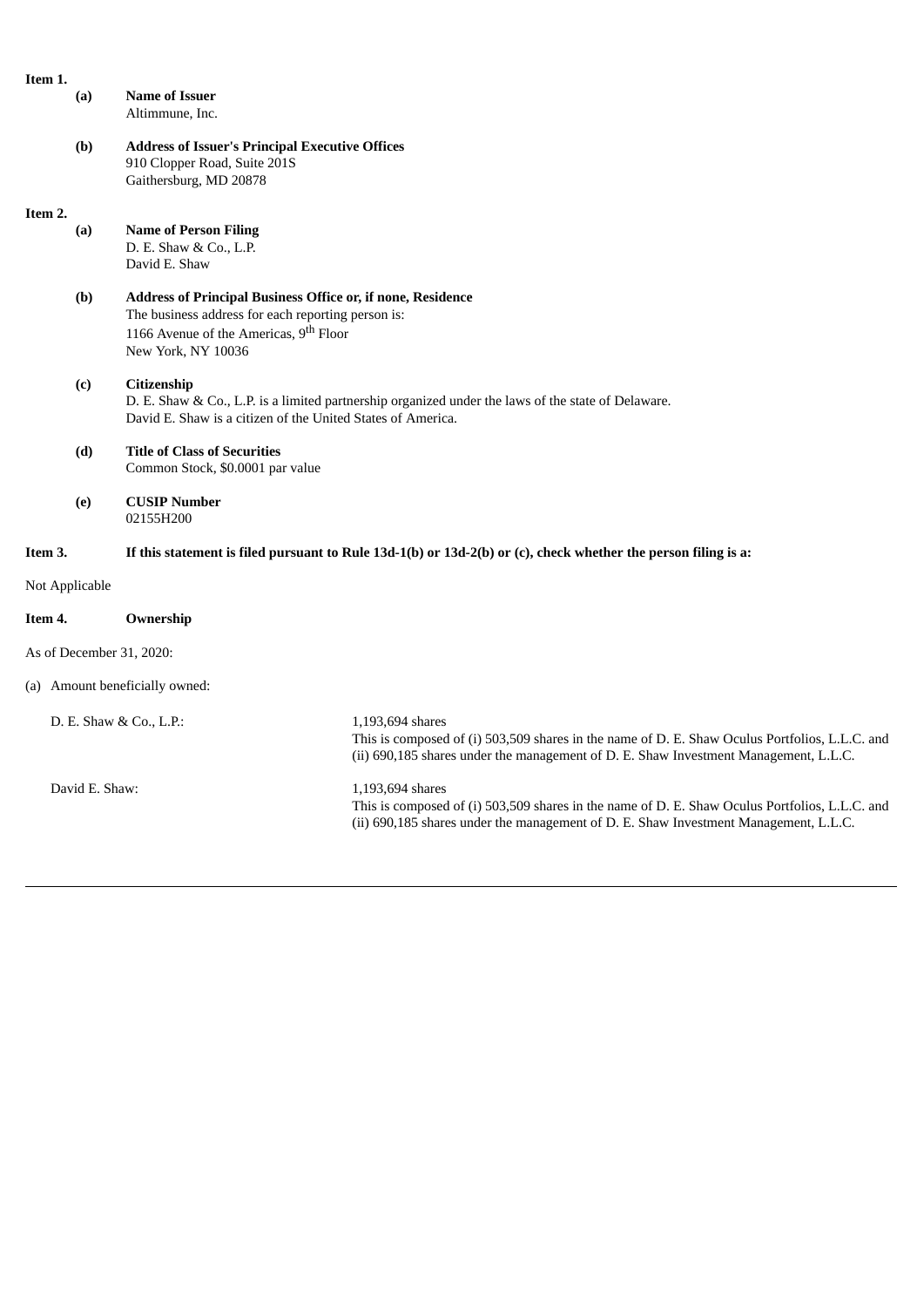**Item 1.**

**(a)** **Name of Issuer**
Altimmune, Inc.

**(b)** **Address of Issuer's Principal Executive Offices**
910 Clopper Road, Suite 201S
Gaithersburg, MD 20878

**Item 2.**

**(a)** **Name of Person Filing**
D. E. Shaw & Co., L.P.
David E. Shaw

**(b)** **Address of Principal Business Office or, if none, Residence**
The business address for each reporting person is:
1166 Avenue of the Americas, 9th Floor
New York, NY 10036

**(c)** **Citizenship**
D. E. Shaw & Co., L.P. is a limited partnership organized under the laws of the state of Delaware.
David E. Shaw is a citizen of the United States of America.

**(d)** **Title of Class of Securities**
Common Stock, $0.0001 par value

**(e)** **CUSIP Number**
02155H200

**Item 3.** **If this statement is filed pursuant to Rule 13d-1(b) or 13d-2(b) or (c), check whether the person filing is a:**

Not Applicable

**Item 4.** **Ownership**

As of December 31, 2020:

(a) Amount beneficially owned:

D. E. Shaw & Co., L.P.: 1,193,694 shares
This is composed of (i) 503,509 shares in the name of D. E. Shaw Oculus Portfolios, L.L.C. and (ii) 690,185 shares under the management of D. E. Shaw Investment Management, L.L.C.

David E. Shaw: 1,193,694 shares
This is composed of (i) 503,509 shares in the name of D. E. Shaw Oculus Portfolios, L.L.C. and (ii) 690,185 shares under the management of D. E. Shaw Investment Management, L.L.C.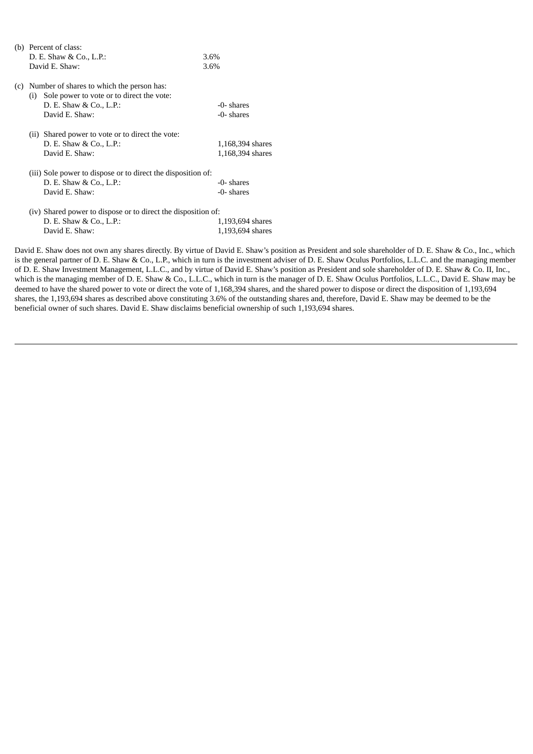(b) Percent of class:

| | |
|---|---|
| D. E. Shaw & Co., L.P.: | 3.6% |
| David E. Shaw: | 3.6% |

(c) Number of shares to which the person has:

(i) Sole power to vote or to direct the vote:

| | |
|---|---|
| D. E. Shaw & Co., L.P.: | -0- shares |
| David E. Shaw: | -0- shares |

(ii) Shared power to vote or to direct the vote:

| | |
|---|---|
| D. E. Shaw & Co., L.P.: | 1,168,394 shares |
| David E. Shaw: | 1,168,394 shares |

(iii) Sole power to dispose or to direct the disposition of:

| | |
|---|---|
| D. E. Shaw & Co., L.P.: | -0- shares |
| David E. Shaw: | -0- shares |

(iv) Shared power to dispose or to direct the disposition of:

| | |
|---|---|
| D. E. Shaw & Co., L.P.: | 1,193,694 shares |
| David E. Shaw: | 1,193,694 shares |

David E. Shaw does not own any shares directly. By virtue of David E. Shaw's position as President and sole shareholder of D. E. Shaw & Co., Inc., which is the general partner of D. E. Shaw & Co., L.P., which in turn is the investment adviser of D. E. Shaw Oculus Portfolios, L.L.C. and the managing member of D. E. Shaw Investment Management, L.L.C., and by virtue of David E. Shaw's position as President and sole shareholder of D. E. Shaw & Co. II, Inc., which is the managing member of D. E. Shaw & Co., L.L.C., which in turn is the manager of D. E. Shaw Oculus Portfolios, L.L.C., David E. Shaw may be deemed to have the shared power to vote or direct the vote of 1,168,394 shares, and the shared power to dispose or direct the disposition of 1,193,694 shares, the 1,193,694 shares as described above constituting 3.6% of the outstanding shares and, therefore, David E. Shaw may be deemed to be the beneficial owner of such shares. David E. Shaw disclaims beneficial ownership of such 1,193,694 shares.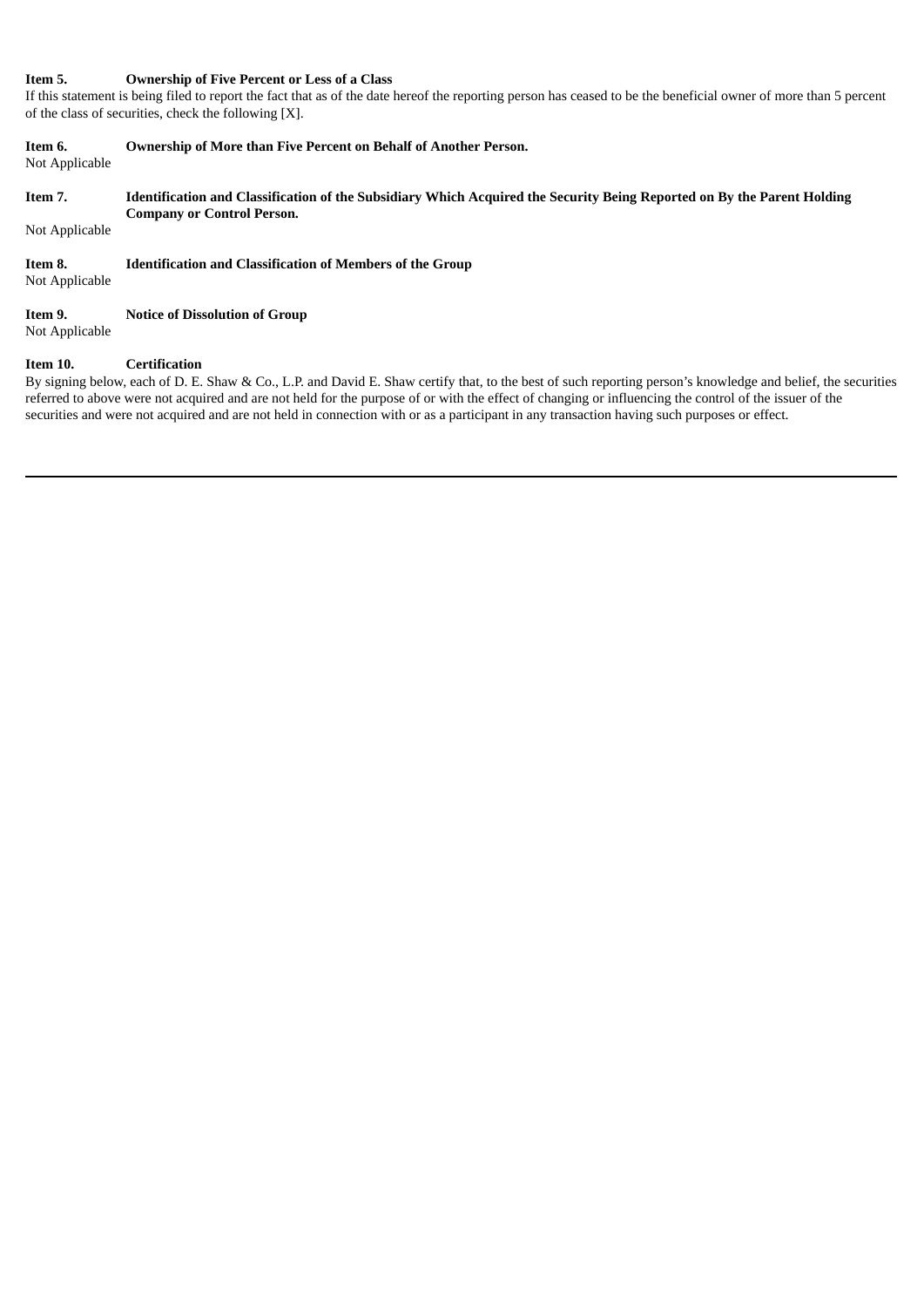**Item 5. Ownership of Five Percent or Less of a Class**

If this statement is being filed to report the fact that as of the date hereof the reporting person has ceased to be the beneficial owner of more than 5 percent of the class of securities, check the following [X].

**Item 6. Ownership of More than Five Percent on Behalf of Another Person.**

Not Applicable

**Item 7. Identification and Classification of the Subsidiary Which Acquired the Security Being Reported on By the Parent Holding Company or Control Person.**

Not Applicable

**Item 8. Identification and Classification of Members of the Group**

Not Applicable

**Item 9. Notice of Dissolution of Group**

Not Applicable

**Item 10. Certification**

By signing below, each of D. E. Shaw & Co., L.P. and David E. Shaw certify that, to the best of such reporting person's knowledge and belief, the securities referred to above were not acquired and are not held for the purpose of or with the effect of changing or influencing the control of the issuer of the securities and were not acquired and are not held in connection with or as a participant in any transaction having such purposes or effect.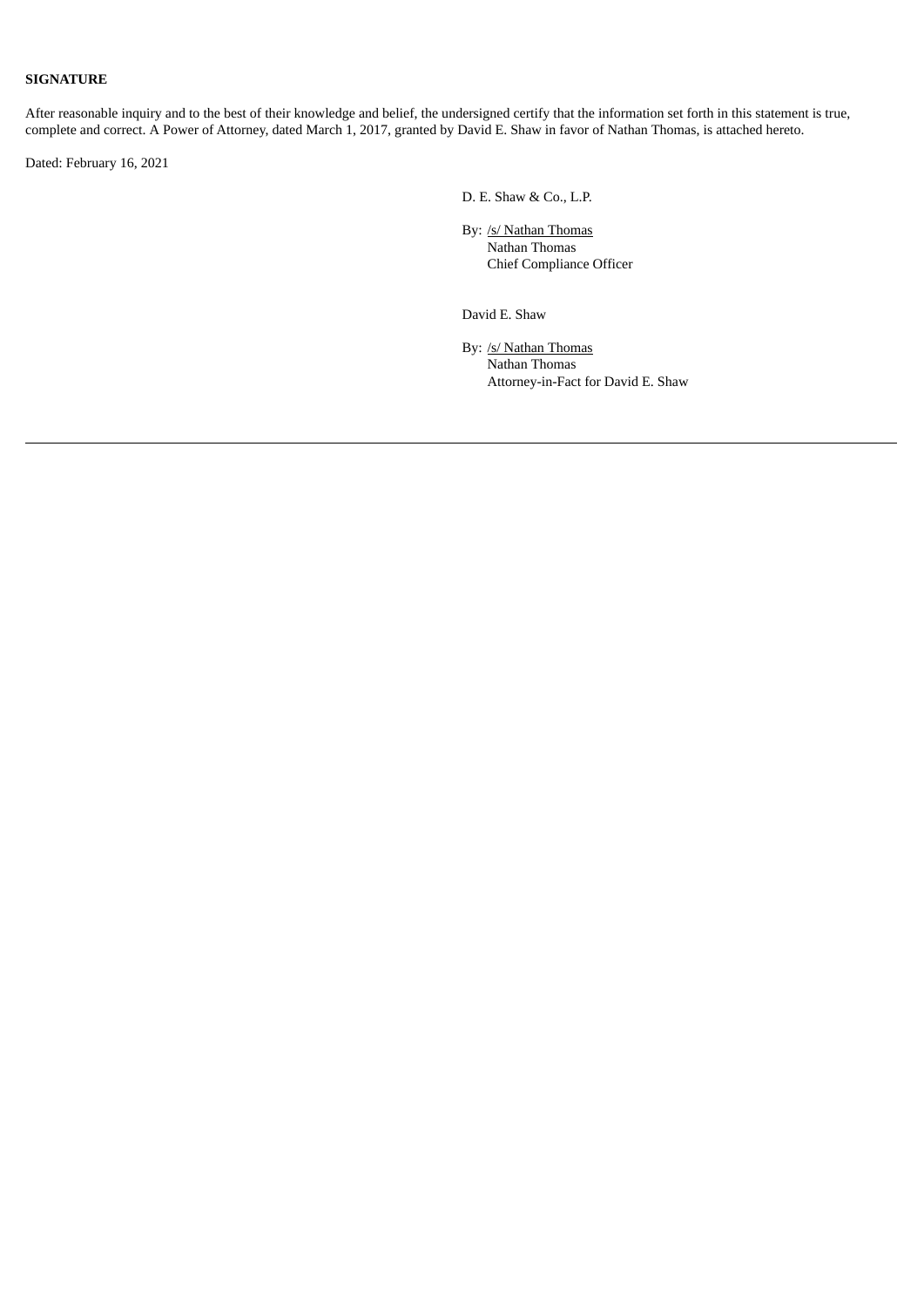**SIGNATURE**

After reasonable inquiry and to the best of their knowledge and belief, the undersigned certify that the information set forth in this statement is true, complete and correct. A Power of Attorney, dated March 1, 2017, granted by David E. Shaw in favor of Nathan Thomas, is attached hereto.

Dated: February 16, 2021

D. E. Shaw & Co., L.P.

By: /s/ Nathan Thomas
Nathan Thomas
Chief Compliance Officer

David E. Shaw

By: /s/ Nathan Thomas
Nathan Thomas
Attorney-in-Fact for David E. Shaw

---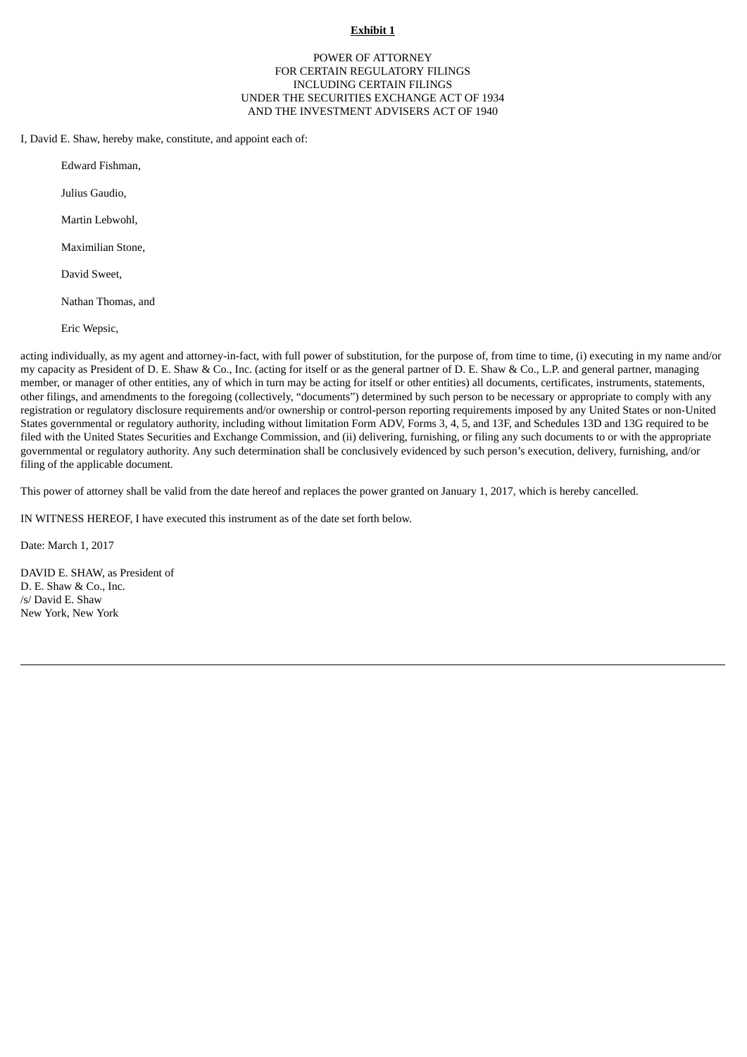**Exhibit 1**

POWER OF ATTORNEY
FOR CERTAIN REGULATORY FILINGS
INCLUDING CERTAIN FILINGS
UNDER THE SECURITIES EXCHANGE ACT OF 1934
AND THE INVESTMENT ADVISERS ACT OF 1940

I, David E. Shaw, hereby make, constitute, and appoint each of:

Edward Fishman,

Julius Gaudio,

Martin Lebwohl,

Maximilian Stone,

David Sweet,

Nathan Thomas, and

Eric Wepsic,

acting individually, as my agent and attorney-in-fact, with full power of substitution, for the purpose of, from time to time, (i) executing in my name and/or my capacity as President of D. E. Shaw & Co., Inc. (acting for itself or as the general partner of D. E. Shaw & Co., L.P. and general partner, managing member, or manager of other entities, any of which in turn may be acting for itself or other entities) all documents, certificates, instruments, statements, other filings, and amendments to the foregoing (collectively, "documents") determined by such person to be necessary or appropriate to comply with any registration or regulatory disclosure requirements and/or ownership or control-person reporting requirements imposed by any United States or non-United States governmental or regulatory authority, including without limitation Form ADV, Forms 3, 4, 5, and 13F, and Schedules 13D and 13G required to be filed with the United States Securities and Exchange Commission, and (ii) delivering, furnishing, or filing any such documents to or with the appropriate governmental or regulatory authority. Any such determination shall be conclusively evidenced by such person's execution, delivery, furnishing, and/or filing of the applicable document.

This power of attorney shall be valid from the date hereof and replaces the power granted on January 1, 2017, which is hereby cancelled.

IN WITNESS HEREOF, I have executed this instrument as of the date set forth below.

Date: March 1, 2017

DAVID E. SHAW, as President of
D. E. Shaw & Co., Inc.
/s/ David E. Shaw
New York, New York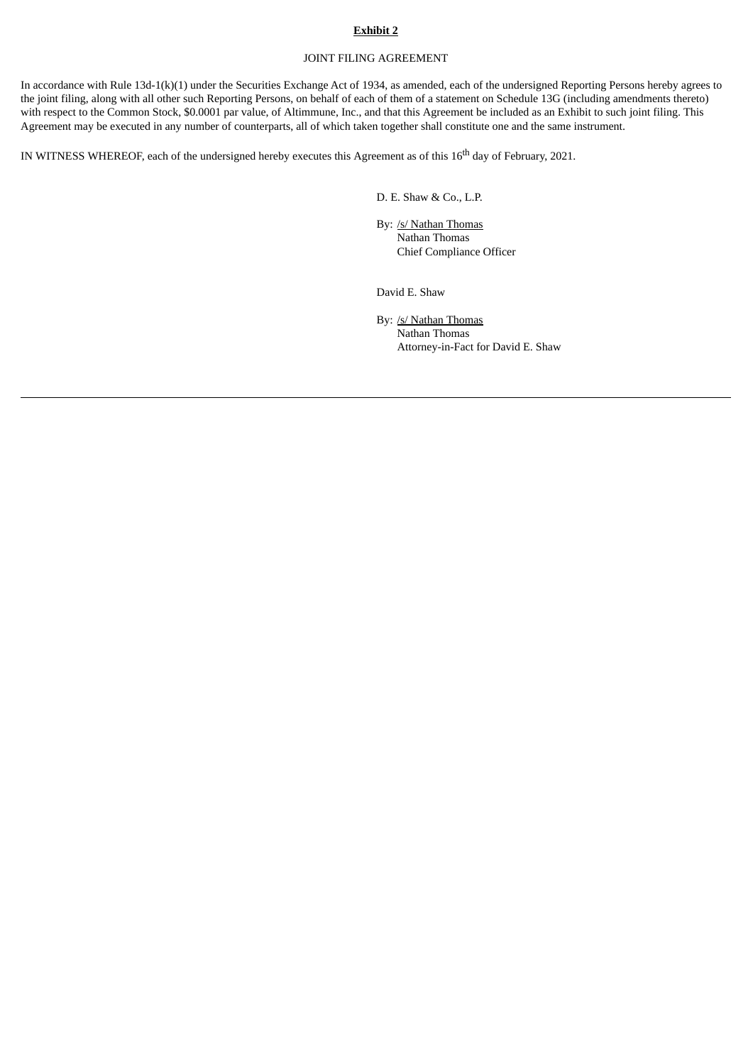**Exhibit 2**

JOINT FILING AGREEMENT

In accordance with Rule 13d-1(k)(1) under the Securities Exchange Act of 1934, as amended, each of the undersigned Reporting Persons hereby agrees to the joint filing, along with all other such Reporting Persons, on behalf of each of them of a statement on Schedule 13G (including amendments thereto) with respect to the Common Stock, $0.0001 par value, of Altimmune, Inc., and that this Agreement be included as an Exhibit to such joint filing. This Agreement may be executed in any number of counterparts, all of which taken together shall constitute one and the same instrument.

IN WITNESS WHEREOF, each of the undersigned hereby executes this Agreement as of this 16th day of February, 2021.

D. E. Shaw & Co., L.P.

By: /s/ Nathan Thomas
Nathan Thomas
Chief Compliance Officer

David E. Shaw

By: /s/ Nathan Thomas
Nathan Thomas
Attorney-in-Fact for David E. Shaw